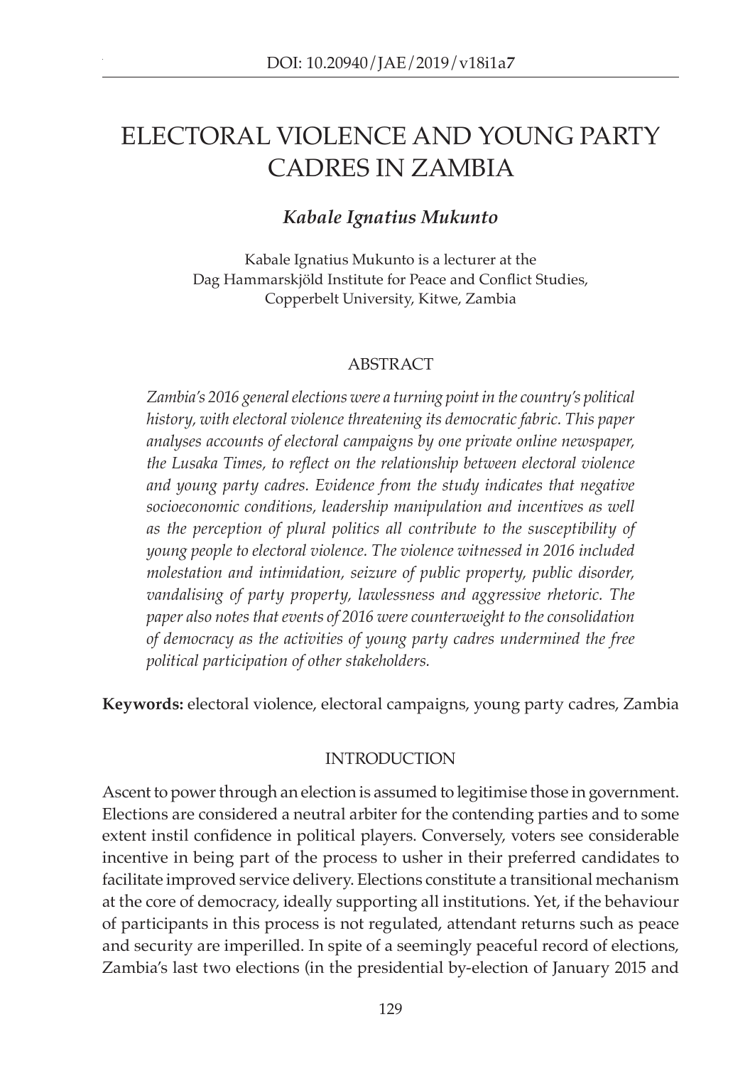DOI: 10.20940/JAE/2019/v18i1a7

# ELECTORAL VIOLENCE AND YOUNG PARTY CADRES IN ZAMBIA

***Kabale Ignatius Mukunto***

Kabale Ignatius Mukunto is a lecturer at the
Dag Hammarskjöld Institute for Peace and Conflict Studies,
Copperbelt University, Kitwe, Zambia

## ABSTRACT

*Zambia's 2016 general elections were a turning point in the country's political history, with electoral violence threatening its democratic fabric. This paper analyses accounts of electoral campaigns by one private online newspaper, the Lusaka Times, to reflect on the relationship between electoral violence and young party cadres. Evidence from the study indicates that negative socioeconomic conditions, leadership manipulation and incentives as well as the perception of plural politics all contribute to the susceptibility of young people to electoral violence. The violence witnessed in 2016 included molestation and intimidation, seizure of public property, public disorder, vandalising of party property, lawlessness and aggressive rhetoric. The paper also notes that events of 2016 were counterweight to the consolidation of democracy as the activities of young party cadres undermined the free political participation of other stakeholders.*

**Keywords:** electoral violence, electoral campaigns, young party cadres, Zambia

## INTRODUCTION

Ascent to power through an election is assumed to legitimise those in government. Elections are considered a neutral arbiter for the contending parties and to some extent instil confidence in political players. Conversely, voters see considerable incentive in being part of the process to usher in their preferred candidates to facilitate improved service delivery. Elections constitute a transitional mechanism at the core of democracy, ideally supporting all institutions. Yet, if the behaviour of participants in this process is not regulated, attendant returns such as peace and security are imperilled. In spite of a seemingly peaceful record of elections, Zambia's last two elections (in the presidential by-election of January 2015 and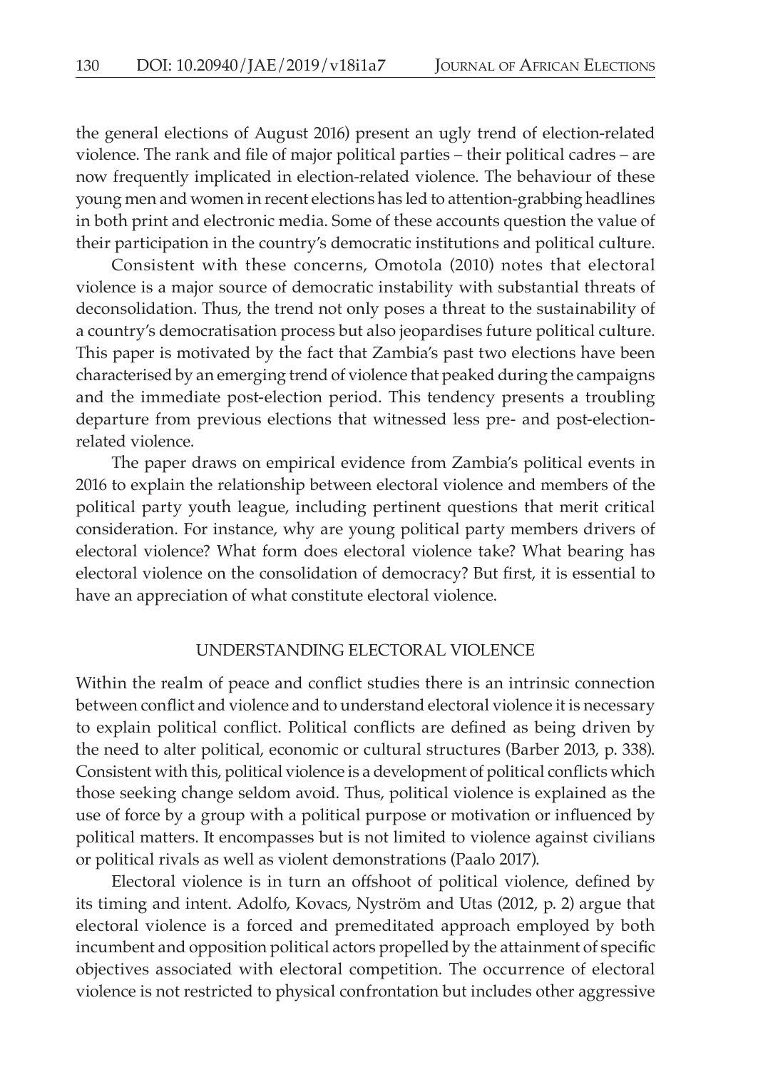the general elections of August 2016) present an ugly trend of election-related violence. The rank and file of major political parties – their political cadres – are now frequently implicated in election-related violence. The behaviour of these young men and women in recent elections has led to attention-grabbing headlines in both print and electronic media. Some of these accounts question the value of their participation in the country's democratic institutions and political culture.

Consistent with these concerns, Omotola (2010) notes that electoral violence is a major source of democratic instability with substantial threats of deconsolidation. Thus, the trend not only poses a threat to the sustainability of a country's democratisation process but also jeopardises future political culture. This paper is motivated by the fact that Zambia's past two elections have been characterised by an emerging trend of violence that peaked during the campaigns and the immediate post-election period. This tendency presents a troubling departure from previous elections that witnessed less pre- and post-election-related violence.

The paper draws on empirical evidence from Zambia's political events in 2016 to explain the relationship between electoral violence and members of the political party youth league, including pertinent questions that merit critical consideration. For instance, why are young political party members drivers of electoral violence? What form does electoral violence take? What bearing has electoral violence on the consolidation of democracy? But first, it is essential to have an appreciation of what constitute electoral violence.

## UNDERSTANDING ELECTORAL VIOLENCE

Within the realm of peace and conflict studies there is an intrinsic connection between conflict and violence and to understand electoral violence it is necessary to explain political conflict. Political conflicts are defined as being driven by the need to alter political, economic or cultural structures (Barber 2013, p. 338). Consistent with this, political violence is a development of political conflicts which those seeking change seldom avoid. Thus, political violence is explained as the use of force by a group with a political purpose or motivation or influenced by political matters. It encompasses but is not limited to violence against civilians or political rivals as well as violent demonstrations (Paalo 2017).

Electoral violence is in turn an offshoot of political violence, defined by its timing and intent. Adolfo, Kovacs, Nyström and Utas (2012, p. 2) argue that electoral violence is a forced and premeditated approach employed by both incumbent and opposition political actors propelled by the attainment of specific objectives associated with electoral competition. The occurrence of electoral violence is not restricted to physical confrontation but includes other aggressive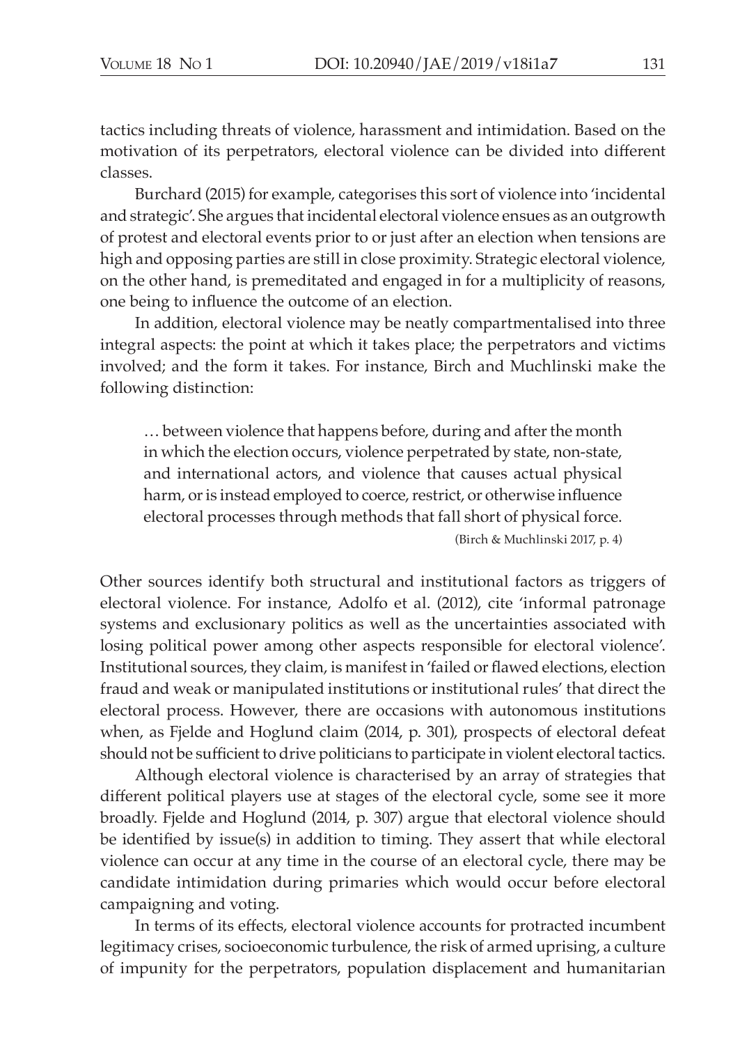tactics including threats of violence, harassment and intimidation. Based on the motivation of its perpetrators, electoral violence can be divided into different classes.

Burchard (2015) for example, categorises this sort of violence into 'incidental and strategic'. She argues that incidental electoral violence ensues as an outgrowth of protest and electoral events prior to or just after an election when tensions are high and opposing parties are still in close proximity. Strategic electoral violence, on the other hand, is premeditated and engaged in for a multiplicity of reasons, one being to influence the outcome of an election.

In addition, electoral violence may be neatly compartmentalised into three integral aspects: the point at which it takes place; the perpetrators and victims involved; and the form it takes. For instance, Birch and Muchlinski make the following distinction:

> … between violence that happens before, during and after the month in which the election occurs, violence perpetrated by state, non-state, and international actors, and violence that causes actual physical harm, or is instead employed to coerce, restrict, or otherwise influence electoral processes through methods that fall short of physical force.
>
> (Birch & Muchlinski 2017, p. 4)

Other sources identify both structural and institutional factors as triggers of electoral violence. For instance, Adolfo et al. (2012), cite 'informal patronage systems and exclusionary politics as well as the uncertainties associated with losing political power among other aspects responsible for electoral violence'. Institutional sources, they claim, is manifest in 'failed or flawed elections, election fraud and weak or manipulated institutions or institutional rules' that direct the electoral process. However, there are occasions with autonomous institutions when, as Fjelde and Hoglund claim (2014, p. 301), prospects of electoral defeat should not be sufficient to drive politicians to participate in violent electoral tactics.

Although electoral violence is characterised by an array of strategies that different political players use at stages of the electoral cycle, some see it more broadly. Fjelde and Hoglund (2014, p. 307) argue that electoral violence should be identified by issue(s) in addition to timing. They assert that while electoral violence can occur at any time in the course of an electoral cycle, there may be candidate intimidation during primaries which would occur before electoral campaigning and voting.

In terms of its effects, electoral violence accounts for protracted incumbent legitimacy crises, socioeconomic turbulence, the risk of armed uprising, a culture of impunity for the perpetrators, population displacement and humanitarian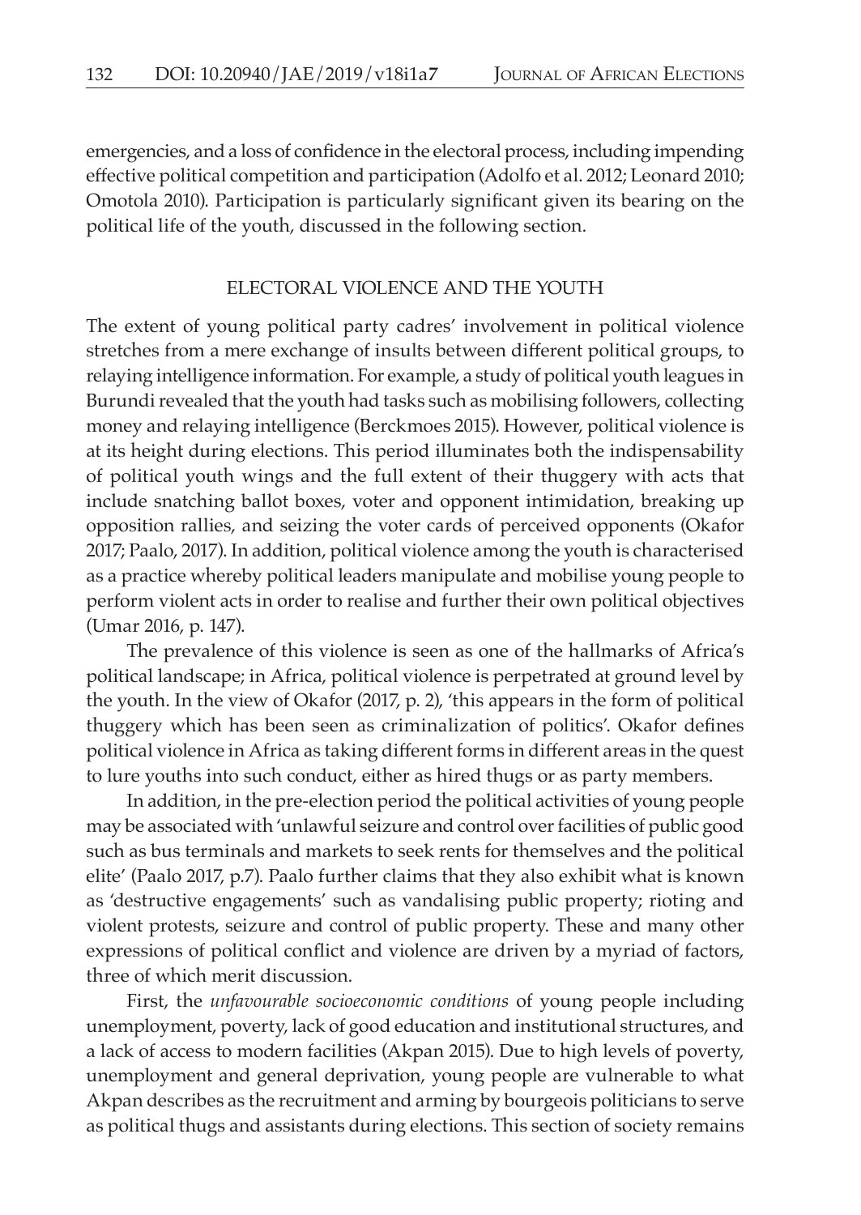emergencies, and a loss of confidence in the electoral process, including impending effective political competition and participation (Adolfo et al. 2012; Leonard 2010; Omotola 2010). Participation is particularly significant given its bearing on the political life of the youth, discussed in the following section.

## ELECTORAL VIOLENCE AND THE YOUTH

The extent of young political party cadres' involvement in political violence stretches from a mere exchange of insults between different political groups, to relaying intelligence information. For example, a study of political youth leagues in Burundi revealed that the youth had tasks such as mobilising followers, collecting money and relaying intelligence (Berckmoes 2015). However, political violence is at its height during elections. This period illuminates both the indispensability of political youth wings and the full extent of their thuggery with acts that include snatching ballot boxes, voter and opponent intimidation, breaking up opposition rallies, and seizing the voter cards of perceived opponents (Okafor 2017; Paalo, 2017). In addition, political violence among the youth is characterised as a practice whereby political leaders manipulate and mobilise young people to perform violent acts in order to realise and further their own political objectives (Umar 2016, p. 147).

The prevalence of this violence is seen as one of the hallmarks of Africa's political landscape; in Africa, political violence is perpetrated at ground level by the youth. In the view of Okafor (2017, p. 2), 'this appears in the form of political thuggery which has been seen as criminalization of politics'. Okafor defines political violence in Africa as taking different forms in different areas in the quest to lure youths into such conduct, either as hired thugs or as party members.

In addition, in the pre-election period the political activities of young people may be associated with 'unlawful seizure and control over facilities of public good such as bus terminals and markets to seek rents for themselves and the political elite' (Paalo 2017, p.7). Paalo further claims that they also exhibit what is known as 'destructive engagements' such as vandalising public property; rioting and violent protests, seizure and control of public property. These and many other expressions of political conflict and violence are driven by a myriad of factors, three of which merit discussion.

First, the *unfavourable socioeconomic conditions* of young people including unemployment, poverty, lack of good education and institutional structures, and a lack of access to modern facilities (Akpan 2015). Due to high levels of poverty, unemployment and general deprivation, young people are vulnerable to what Akpan describes as the recruitment and arming by bourgeois politicians to serve as political thugs and assistants during elections. This section of society remains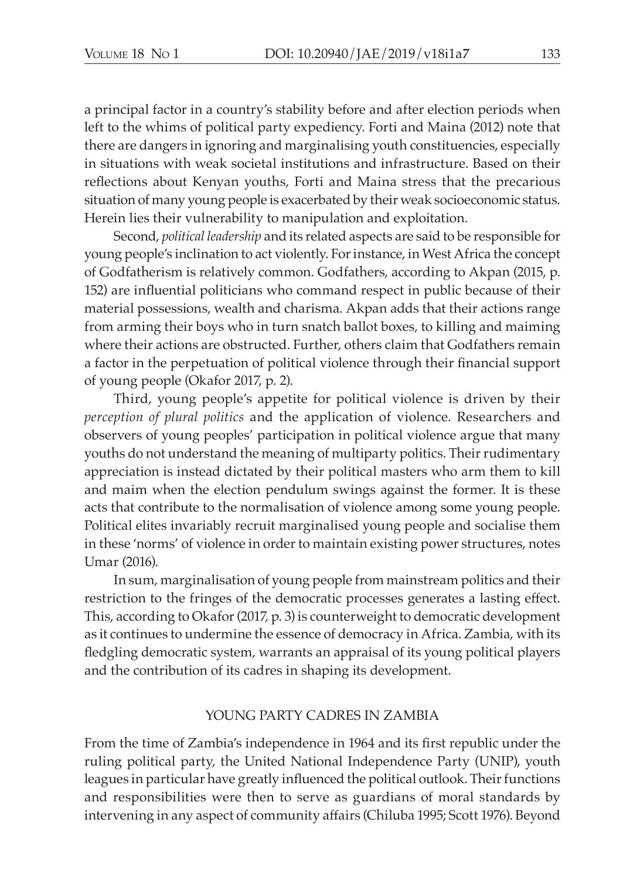a principal factor in a country's stability before and after election periods when left to the whims of political party expediency. Forti and Maina (2012) note that there are dangers in ignoring and marginalising youth constituencies, especially in situations with weak societal institutions and infrastructure. Based on their reflections about Kenyan youths, Forti and Maina stress that the precarious situation of many young people is exacerbated by their weak socioeconomic status. Herein lies their vulnerability to manipulation and exploitation.

Second, *political leadership* and its related aspects are said to be responsible for young people's inclination to act violently. For instance, in West Africa the concept of Godfatherism is relatively common. Godfathers, according to Akpan (2015, p. 152) are influential politicians who command respect in public because of their material possessions, wealth and charisma. Akpan adds that their actions range from arming their boys who in turn snatch ballot boxes, to killing and maiming where their actions are obstructed. Further, others claim that Godfathers remain a factor in the perpetuation of political violence through their financial support of young people (Okafor 2017, p. 2).

Third, young people's appetite for political violence is driven by their *perception of plural politics* and the application of violence. Researchers and observers of young peoples' participation in political violence argue that many youths do not understand the meaning of multiparty politics. Their rudimentary appreciation is instead dictated by their political masters who arm them to kill and maim when the election pendulum swings against the former. It is these acts that contribute to the normalisation of violence among some young people. Political elites invariably recruit marginalised young people and socialise them in these 'norms' of violence in order to maintain existing power structures, notes Umar (2016).

In sum, marginalisation of young people from mainstream politics and their restriction to the fringes of the democratic processes generates a lasting effect. This, according to Okafor (2017, p. 3) is counterweight to democratic development as it continues to undermine the essence of democracy in Africa. Zambia, with its fledgling democratic system, warrants an appraisal of its young political players and the contribution of its cadres in shaping its development.

## YOUNG PARTY CADRES IN ZAMBIA

From the time of Zambia's independence in 1964 and its first republic under the ruling political party, the United National Independence Party (UNIP), youth leagues in particular have greatly influenced the political outlook. Their functions and responsibilities were then to serve as guardians of moral standards by intervening in any aspect of community affairs (Chiluba 1995; Scott 1976). Beyond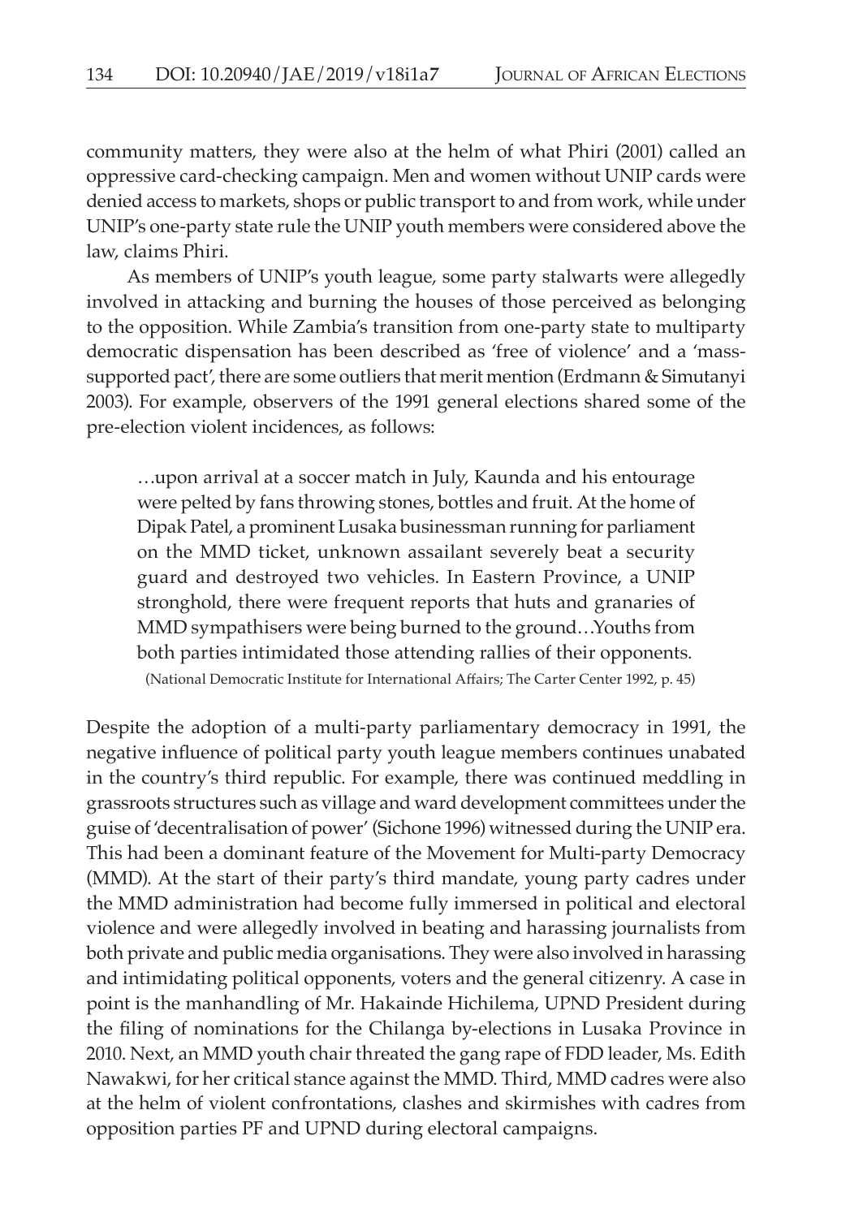community matters, they were also at the helm of what Phiri (2001) called an oppressive card-checking campaign. Men and women without UNIP cards were denied access to markets, shops or public transport to and from work, while under UNIP's one-party state rule the UNIP youth members were considered above the law, claims Phiri.

As members of UNIP's youth league, some party stalwarts were allegedly involved in attacking and burning the houses of those perceived as belonging to the opposition. While Zambia's transition from one-party state to multiparty democratic dispensation has been described as 'free of violence' and a 'mass-supported pact', there are some outliers that merit mention (Erdmann & Simutanyi 2003). For example, observers of the 1991 general elections shared some of the pre-election violent incidences, as follows:

> …upon arrival at a soccer match in July, Kaunda and his entourage were pelted by fans throwing stones, bottles and fruit. At the home of Dipak Patel, a prominent Lusaka businessman running for parliament on the MMD ticket, unknown assailant severely beat a security guard and destroyed two vehicles. In Eastern Province, a UNIP stronghold, there were frequent reports that huts and granaries of MMD sympathisers were being burned to the ground…Youths from both parties intimidated those attending rallies of their opponents.
>
> (National Democratic Institute for International Affairs; The Carter Center 1992, p. 45)

Despite the adoption of a multi-party parliamentary democracy in 1991, the negative influence of political party youth league members continues unabated in the country's third republic. For example, there was continued meddling in grassroots structures such as village and ward development committees under the guise of 'decentralisation of power' (Sichone 1996) witnessed during the UNIP era. This had been a dominant feature of the Movement for Multi-party Democracy (MMD). At the start of their party's third mandate, young party cadres under the MMD administration had become fully immersed in political and electoral violence and were allegedly involved in beating and harassing journalists from both private and public media organisations. They were also involved in harassing and intimidating political opponents, voters and the general citizenry. A case in point is the manhandling of Mr. Hakainde Hichilema, UPND President during the filing of nominations for the Chilanga by-elections in Lusaka Province in 2010. Next, an MMD youth chair threated the gang rape of FDD leader, Ms. Edith Nawakwi, for her critical stance against the MMD. Third, MMD cadres were also at the helm of violent confrontations, clashes and skirmishes with cadres from opposition parties PF and UPND during electoral campaigns.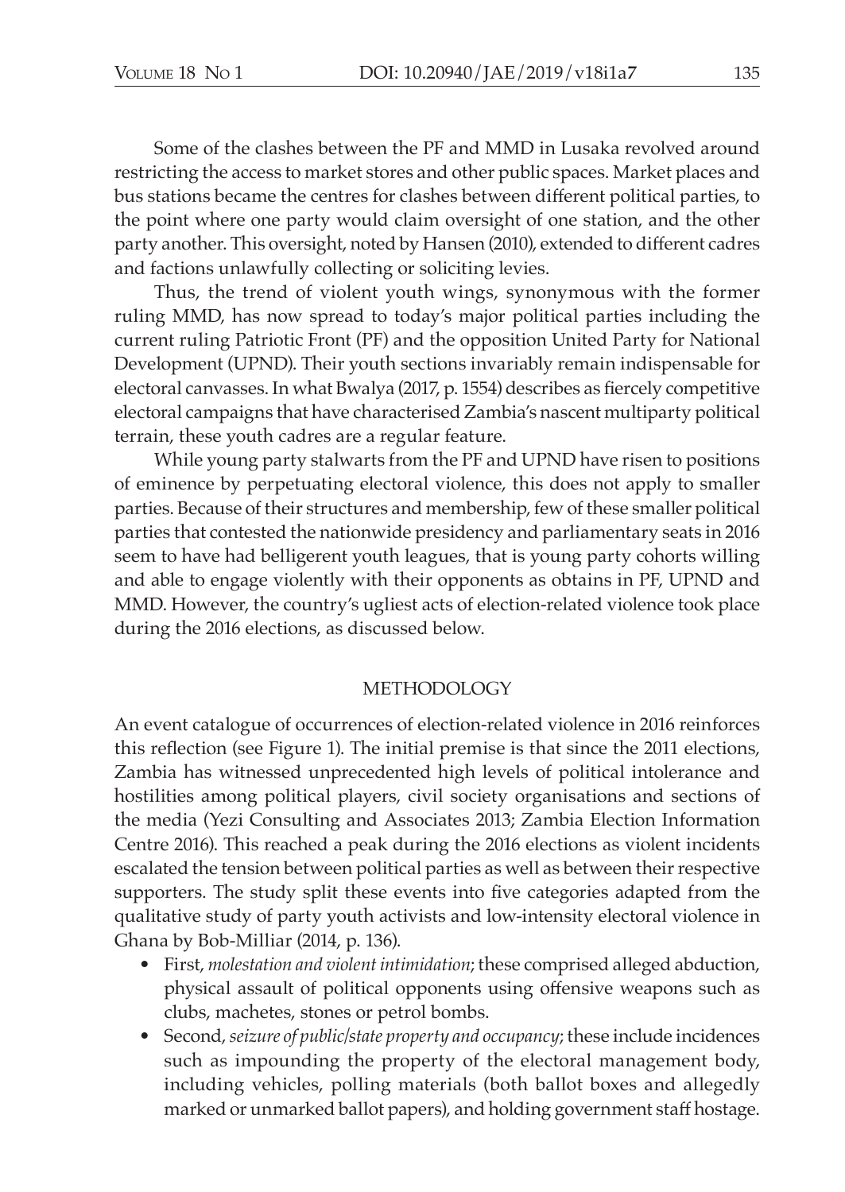Some of the clashes between the PF and MMD in Lusaka revolved around restricting the access to market stores and other public spaces. Market places and bus stations became the centres for clashes between different political parties, to the point where one party would claim oversight of one station, and the other party another. This oversight, noted by Hansen (2010), extended to different cadres and factions unlawfully collecting or soliciting levies.

Thus, the trend of violent youth wings, synonymous with the former ruling MMD, has now spread to today's major political parties including the current ruling Patriotic Front (PF) and the opposition United Party for National Development (UPND). Their youth sections invariably remain indispensable for electoral canvasses. In what Bwalya (2017, p. 1554) describes as fiercely competitive electoral campaigns that have characterised Zambia's nascent multiparty political terrain, these youth cadres are a regular feature.

While young party stalwarts from the PF and UPND have risen to positions of eminence by perpetuating electoral violence, this does not apply to smaller parties. Because of their structures and membership, few of these smaller political parties that contested the nationwide presidency and parliamentary seats in 2016 seem to have had belligerent youth leagues, that is young party cohorts willing and able to engage violently with their opponents as obtains in PF, UPND and MMD. However, the country's ugliest acts of election-related violence took place during the 2016 elections, as discussed below.

## METHODOLOGY

An event catalogue of occurrences of election-related violence in 2016 reinforces this reflection (see Figure 1). The initial premise is that since the 2011 elections, Zambia has witnessed unprecedented high levels of political intolerance and hostilities among political players, civil society organisations and sections of the media (Yezi Consulting and Associates 2013; Zambia Election Information Centre 2016). This reached a peak during the 2016 elections as violent incidents escalated the tension between political parties as well as between their respective supporters. The study split these events into five categories adapted from the qualitative study of party youth activists and low-intensity electoral violence in Ghana by Bob-Milliar (2014, p. 136).

- First, *molestation and violent intimidation*; these comprised alleged abduction, physical assault of political opponents using offensive weapons such as clubs, machetes, stones or petrol bombs.
- Second, *seizure of public/state property and occupancy*; these include incidences such as impounding the property of the electoral management body, including vehicles, polling materials (both ballot boxes and allegedly marked or unmarked ballot papers), and holding government staff hostage.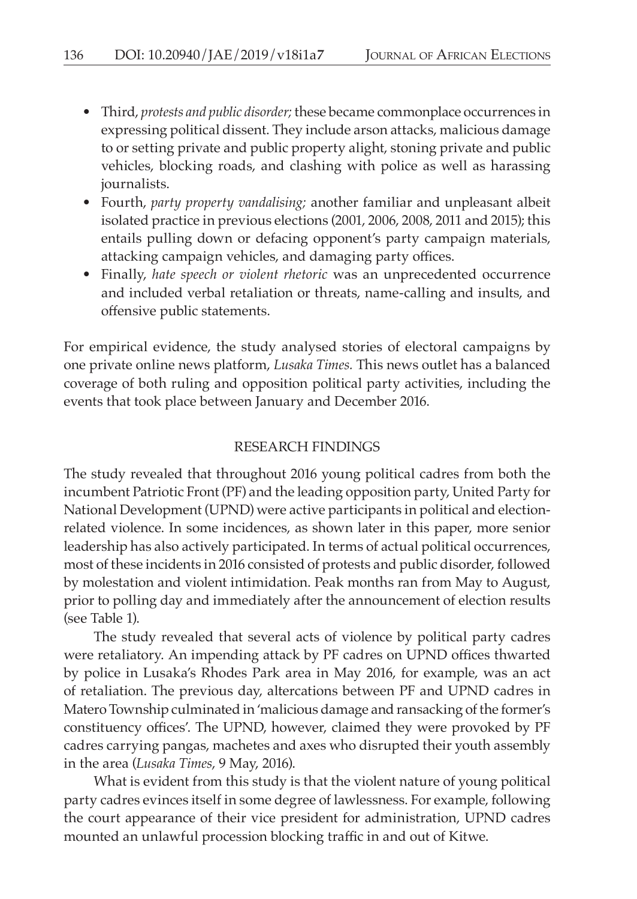- Third, *protests and public disorder;* these became commonplace occurrences in expressing political dissent. They include arson attacks, malicious damage to or setting private and public property alight, stoning private and public vehicles, blocking roads, and clashing with police as well as harassing journalists.
- Fourth, *party property vandalising;* another familiar and unpleasant albeit isolated practice in previous elections (2001, 2006, 2008, 2011 and 2015); this entails pulling down or defacing opponent's party campaign materials, attacking campaign vehicles, and damaging party offices.
- Finally, *hate speech or violent rhetoric* was an unprecedented occurrence and included verbal retaliation or threats, name-calling and insults, and offensive public statements.

For empirical evidence, the study analysed stories of electoral campaigns by one private online news platform, *Lusaka Times.* This news outlet has a balanced coverage of both ruling and opposition political party activities, including the events that took place between January and December 2016.

## RESEARCH FINDINGS

The study revealed that throughout 2016 young political cadres from both the incumbent Patriotic Front (PF) and the leading opposition party, United Party for National Development (UPND) were active participants in political and election-related violence. In some incidences, as shown later in this paper, more senior leadership has also actively participated. In terms of actual political occurrences, most of these incidents in 2016 consisted of protests and public disorder, followed by molestation and violent intimidation. Peak months ran from May to August, prior to polling day and immediately after the announcement of election results (see Table 1).

The study revealed that several acts of violence by political party cadres were retaliatory. An impending attack by PF cadres on UPND offices thwarted by police in Lusaka's Rhodes Park area in May 2016, for example, was an act of retaliation. The previous day, altercations between PF and UPND cadres in Matero Township culminated in 'malicious damage and ransacking of the former's constituency offices'. The UPND, however, claimed they were provoked by PF cadres carrying pangas, machetes and axes who disrupted their youth assembly in the area (*Lusaka Times*, 9 May, 2016).

What is evident from this study is that the violent nature of young political party cadres evinces itself in some degree of lawlessness. For example, following the court appearance of their vice president for administration, UPND cadres mounted an unlawful procession blocking traffic in and out of Kitwe.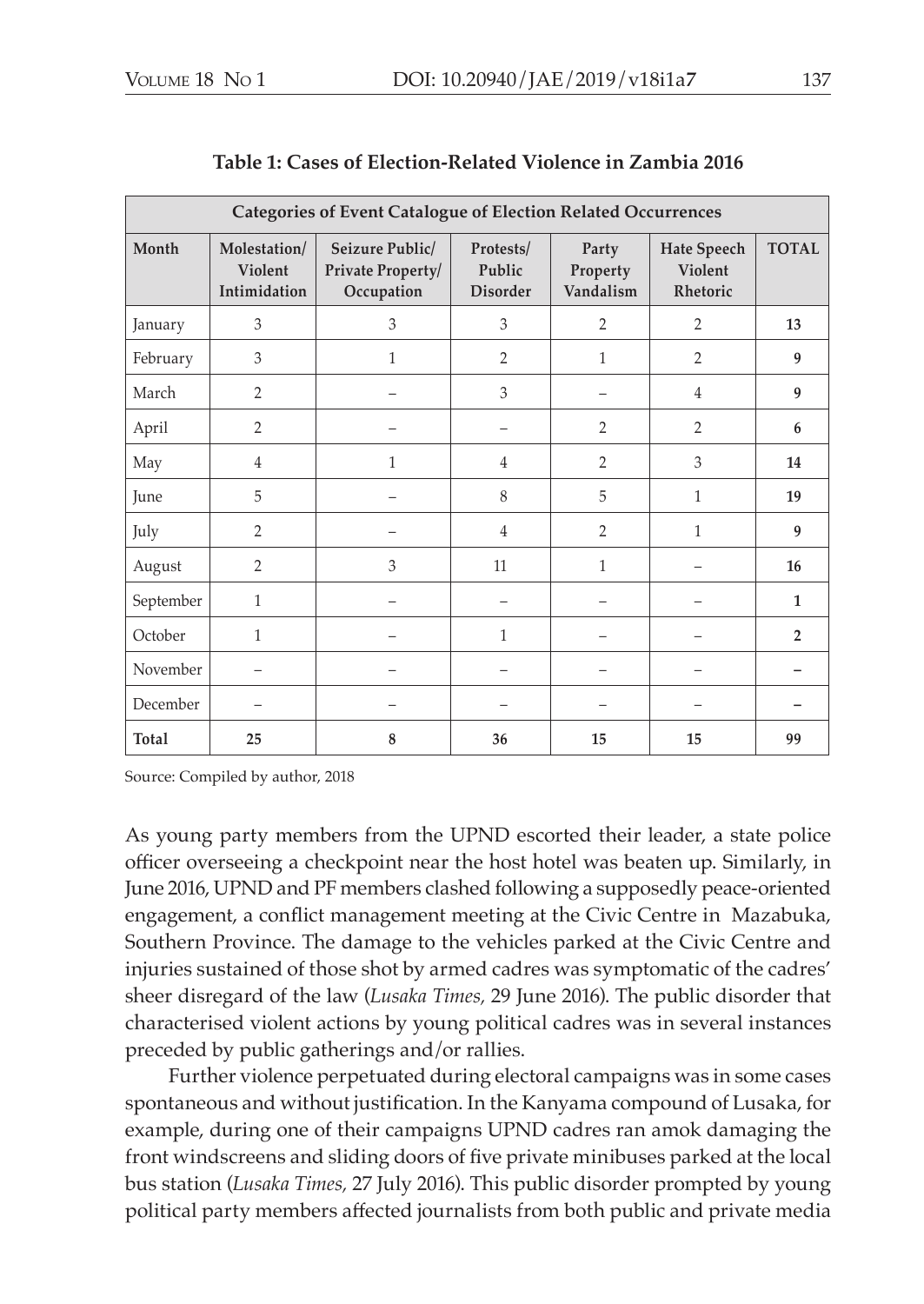**Table 1: Cases of Election-Related Violence in Zambia 2016**

| Categories of Event Catalogue of Election Related Occurrences | | | | | | |
|---|---|---|---|---|---|---|
| **Month** | **Molestation/ Violent Intimidation** | **Seizure Public/ Private Property/ Occupation** | **Protests/ Public Disorder** | **Party Property Vandalism** | **Hate Speech Violent Rhetoric** | **TOTAL** |
| January | 3 | 3 | 3 | 2 | 2 | **13** |
| February | 3 | 1 | 2 | 1 | 2 | **9** |
| March | 2 | – | 3 | – | 4 | **9** |
| April | 2 | – | – | 2 | 2 | **6** |
| May | 4 | 1 | 4 | 2 | 3 | **14** |
| June | 5 | – | 8 | 5 | 1 | **19** |
| July | 2 | – | 4 | 2 | 1 | **9** |
| August | 2 | 3 | 11 | 1 | – | **16** |
| September | 1 | – | – | – | – | **1** |
| October | 1 | – | 1 | – | – | **2** |
| November | – | – | – | – | – | **–** |
| December | – | – | – | – | – | **–** |
| **Total** | **25** | **8** | **36** | **15** | **15** | **99** |

Source: Compiled by author, 2018

As young party members from the UPND escorted their leader, a state police officer overseeing a checkpoint near the host hotel was beaten up. Similarly, in June 2016, UPND and PF members clashed following a supposedly peace-oriented engagement, a conflict management meeting at the Civic Centre in Mazabuka, Southern Province. The damage to the vehicles parked at the Civic Centre and injuries sustained of those shot by armed cadres was symptomatic of the cadres' sheer disregard of the law (*Lusaka Times,* 29 June 2016). The public disorder that characterised violent actions by young political cadres was in several instances preceded by public gatherings and/or rallies.

Further violence perpetuated during electoral campaigns was in some cases spontaneous and without justification. In the Kanyama compound of Lusaka, for example, during one of their campaigns UPND cadres ran amok damaging the front windscreens and sliding doors of five private minibuses parked at the local bus station (*Lusaka Times,* 27 July 2016). This public disorder prompted by young political party members affected journalists from both public and private media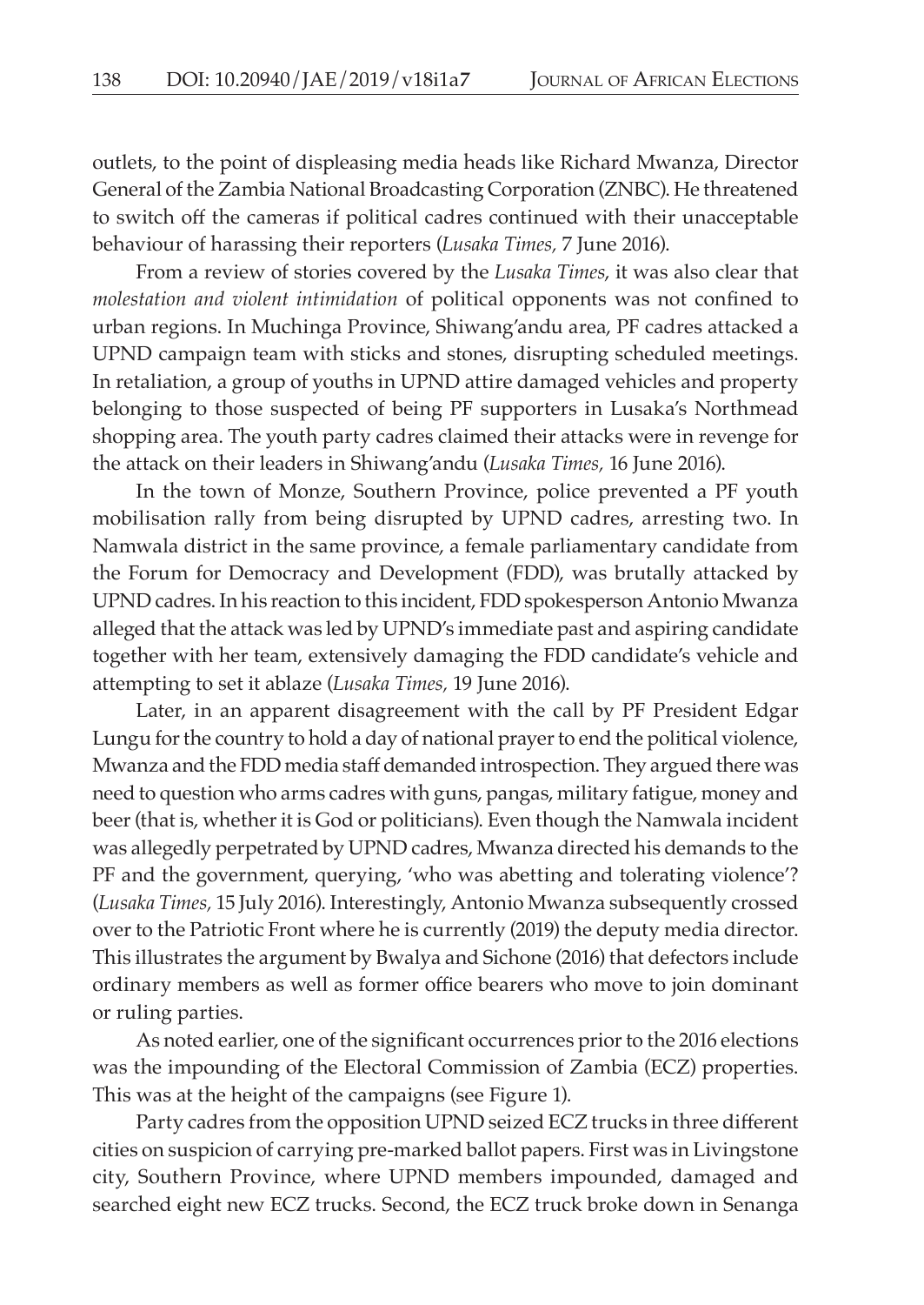outlets, to the point of displeasing media heads like Richard Mwanza, Director General of the Zambia National Broadcasting Corporation (ZNBC). He threatened to switch off the cameras if political cadres continued with their unacceptable behaviour of harassing their reporters (*Lusaka Times,* 7 June 2016).

From a review of stories covered by the *Lusaka Times*, it was also clear that *molestation and violent intimidation* of political opponents was not confined to urban regions. In Muchinga Province, Shiwang'andu area, PF cadres attacked a UPND campaign team with sticks and stones, disrupting scheduled meetings. In retaliation, a group of youths in UPND attire damaged vehicles and property belonging to those suspected of being PF supporters in Lusaka's Northmead shopping area. The youth party cadres claimed their attacks were in revenge for the attack on their leaders in Shiwang'andu (*Lusaka Times,* 16 June 2016).

In the town of Monze, Southern Province, police prevented a PF youth mobilisation rally from being disrupted by UPND cadres, arresting two. In Namwala district in the same province, a female parliamentary candidate from the Forum for Democracy and Development (FDD), was brutally attacked by UPND cadres. In his reaction to this incident, FDD spokesperson Antonio Mwanza alleged that the attack was led by UPND's immediate past and aspiring candidate together with her team, extensively damaging the FDD candidate's vehicle and attempting to set it ablaze (*Lusaka Times,* 19 June 2016).

Later, in an apparent disagreement with the call by PF President Edgar Lungu for the country to hold a day of national prayer to end the political violence, Mwanza and the FDD media staff demanded introspection. They argued there was need to question who arms cadres with guns, pangas, military fatigue, money and beer (that is, whether it is God or politicians). Even though the Namwala incident was allegedly perpetrated by UPND cadres, Mwanza directed his demands to the PF and the government, querying, 'who was abetting and tolerating violence'? (*Lusaka Times,* 15 July 2016). Interestingly, Antonio Mwanza subsequently crossed over to the Patriotic Front where he is currently (2019) the deputy media director. This illustrates the argument by Bwalya and Sichone (2016) that defectors include ordinary members as well as former office bearers who move to join dominant or ruling parties.

As noted earlier, one of the significant occurrences prior to the 2016 elections was the impounding of the Electoral Commission of Zambia (ECZ) properties. This was at the height of the campaigns (see Figure 1).

Party cadres from the opposition UPND seized ECZ trucks in three different cities on suspicion of carrying pre-marked ballot papers. First was in Livingstone city, Southern Province, where UPND members impounded, damaged and searched eight new ECZ trucks. Second, the ECZ truck broke down in Senanga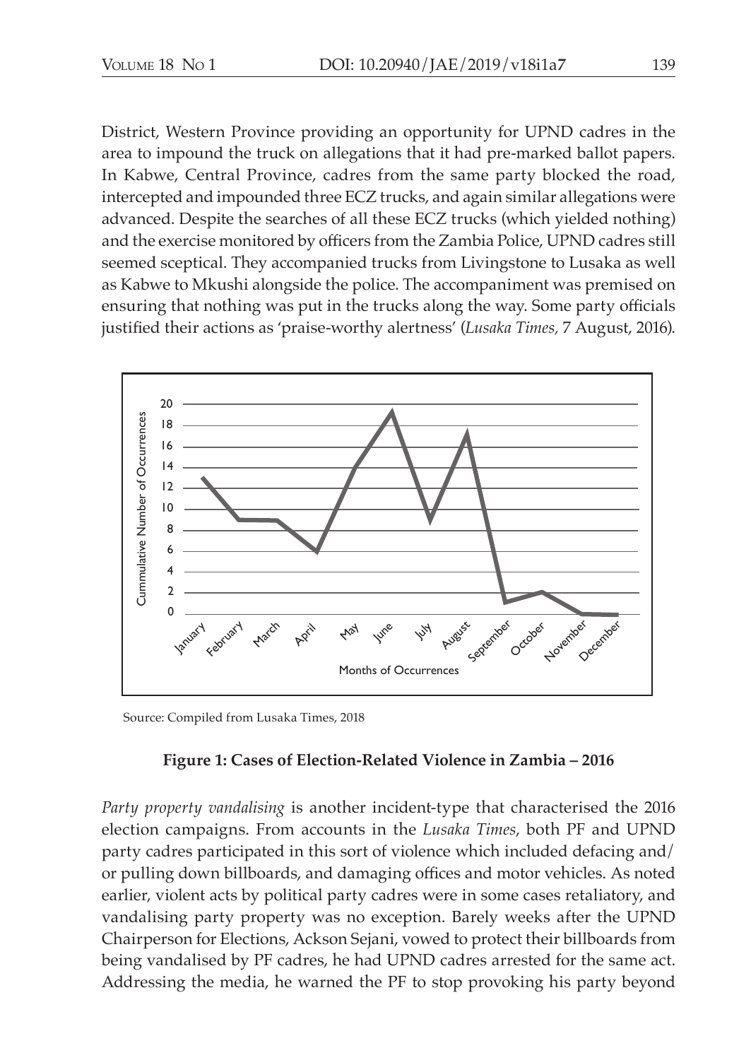District, Western Province providing an opportunity for UPND cadres in the area to impound the truck on allegations that it had pre-marked ballot papers. In Kabwe, Central Province, cadres from the same party blocked the road, intercepted and impounded three ECZ trucks, and again similar allegations were advanced. Despite the searches of all these ECZ trucks (which yielded nothing) and the exercise monitored by officers from the Zambia Police, UPND cadres still seemed sceptical. They accompanied trucks from Livingstone to Lusaka as well as Kabwe to Mkushi alongside the police. The accompaniment was premised on ensuring that nothing was put in the trucks along the way. Some party officials justified their actions as 'praise-worthy alertness' (*Lusaka Times,* 7 August, 2016).

Source: Compiled from Lusaka Times, 2018

**Figure 1: Cases of Election-Related Violence in Zambia – 2016**

*Party property vandalising* is another incident-type that characterised the 2016 election campaigns. From accounts in the *Lusaka Times*, both PF and UPND party cadres participated in this sort of violence which included defacing and/ or pulling down billboards, and damaging offices and motor vehicles. As noted earlier, violent acts by political party cadres were in some cases retaliatory, and vandalising party property was no exception. Barely weeks after the UPND Chairperson for Elections, Ackson Sejani, vowed to protect their billboards from being vandalised by PF cadres, he had UPND cadres arrested for the same act. Addressing the media, he warned the PF to stop provoking his party beyond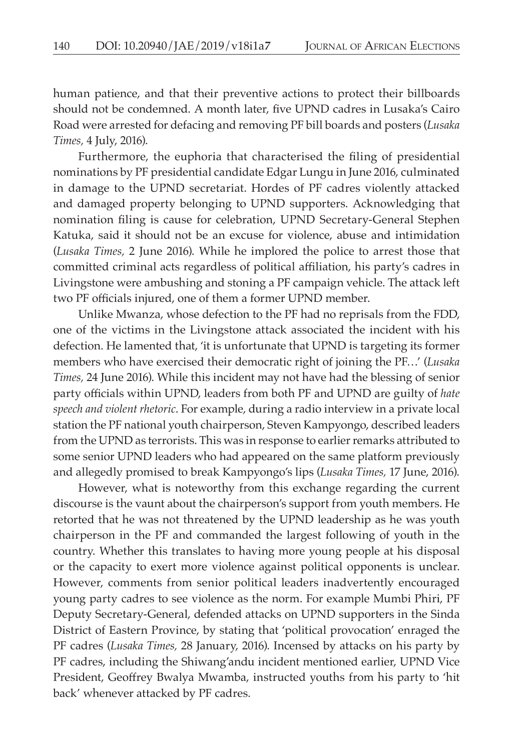human patience, and that their preventive actions to protect their billboards should not be condemned. A month later, five UPND cadres in Lusaka's Cairo Road were arrested for defacing and removing PF bill boards and posters (*Lusaka Times,* 4 July, 2016).

Furthermore, the euphoria that characterised the filing of presidential nominations by PF presidential candidate Edgar Lungu in June 2016, culminated in damage to the UPND secretariat. Hordes of PF cadres violently attacked and damaged property belonging to UPND supporters. Acknowledging that nomination filing is cause for celebration, UPND Secretary-General Stephen Katuka, said it should not be an excuse for violence, abuse and intimidation (*Lusaka Times,* 2 June 2016). While he implored the police to arrest those that committed criminal acts regardless of political affiliation, his party's cadres in Livingstone were ambushing and stoning a PF campaign vehicle. The attack left two PF officials injured, one of them a former UPND member.

Unlike Mwanza, whose defection to the PF had no reprisals from the FDD, one of the victims in the Livingstone attack associated the incident with his defection. He lamented that, 'it is unfortunate that UPND is targeting its former members who have exercised their democratic right of joining the PF…' (*Lusaka Times,* 24 June 2016). While this incident may not have had the blessing of senior party officials within UPND, leaders from both PF and UPND are guilty of *hate speech and violent rhetoric*. For example, during a radio interview in a private local station the PF national youth chairperson, Steven Kampyongo, described leaders from the UPND as terrorists. This was in response to earlier remarks attributed to some senior UPND leaders who had appeared on the same platform previously and allegedly promised to break Kampyongo's lips (*Lusaka Times,* 17 June, 2016).

However, what is noteworthy from this exchange regarding the current discourse is the vaunt about the chairperson's support from youth members. He retorted that he was not threatened by the UPND leadership as he was youth chairperson in the PF and commanded the largest following of youth in the country. Whether this translates to having more young people at his disposal or the capacity to exert more violence against political opponents is unclear. However, comments from senior political leaders inadvertently encouraged young party cadres to see violence as the norm. For example Mumbi Phiri, PF Deputy Secretary-General, defended attacks on UPND supporters in the Sinda District of Eastern Province, by stating that 'political provocation' enraged the PF cadres (*Lusaka Times,* 28 January, 2016). Incensed by attacks on his party by PF cadres, including the Shiwang'andu incident mentioned earlier, UPND Vice President, Geoffrey Bwalya Mwamba, instructed youths from his party to 'hit back' whenever attacked by PF cadres.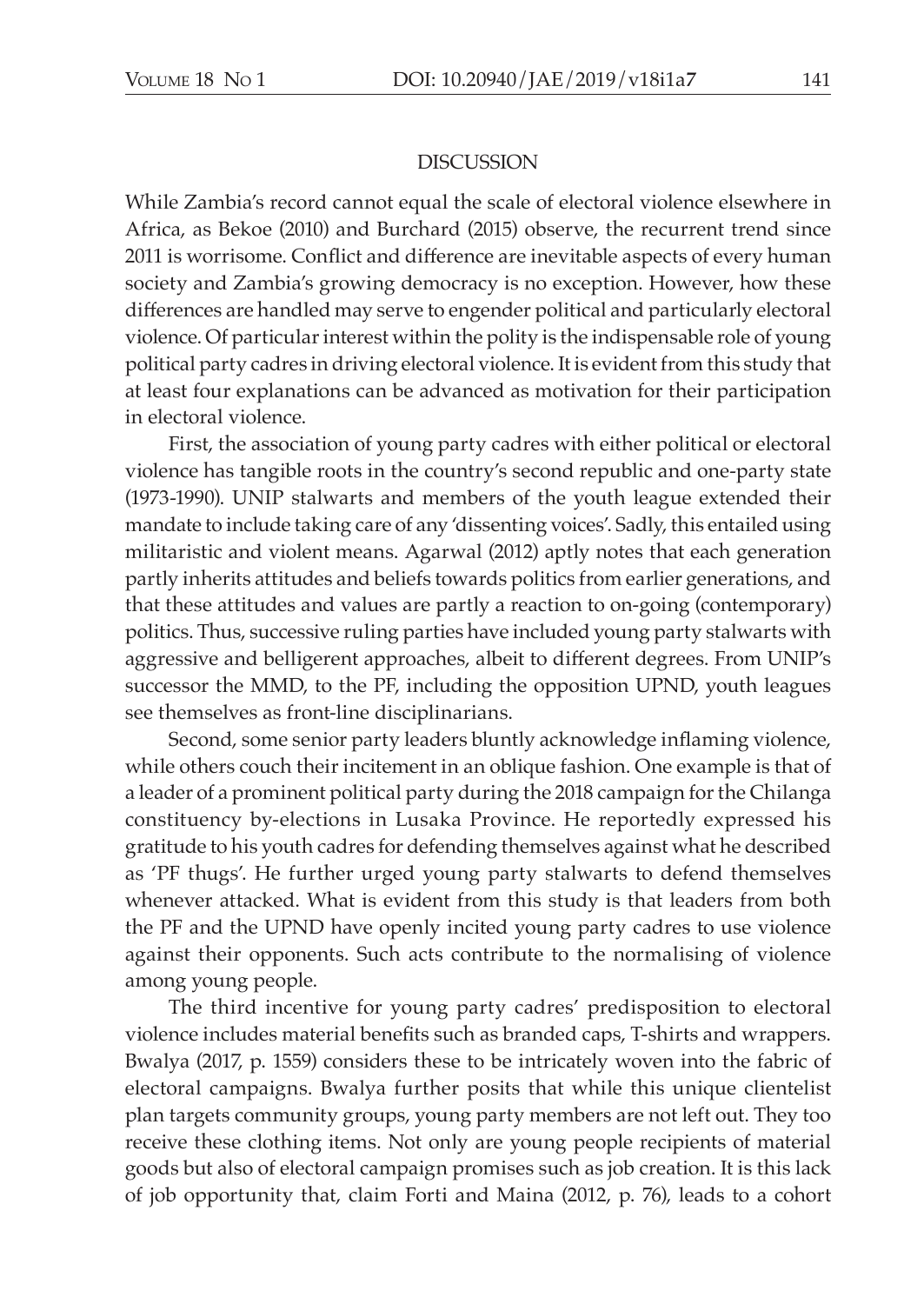## DISCUSSION

While Zambia's record cannot equal the scale of electoral violence elsewhere in Africa, as Bekoe (2010) and Burchard (2015) observe, the recurrent trend since 2011 is worrisome. Conflict and difference are inevitable aspects of every human society and Zambia's growing democracy is no exception. However, how these differences are handled may serve to engender political and particularly electoral violence. Of particular interest within the polity is the indispensable role of young political party cadres in driving electoral violence. It is evident from this study that at least four explanations can be advanced as motivation for their participation in electoral violence.

First, the association of young party cadres with either political or electoral violence has tangible roots in the country's second republic and one-party state (1973-1990). UNIP stalwarts and members of the youth league extended their mandate to include taking care of any 'dissenting voices'. Sadly, this entailed using militaristic and violent means. Agarwal (2012) aptly notes that each generation partly inherits attitudes and beliefs towards politics from earlier generations, and that these attitudes and values are partly a reaction to on-going (contemporary) politics. Thus, successive ruling parties have included young party stalwarts with aggressive and belligerent approaches, albeit to different degrees. From UNIP's successor the MMD, to the PF, including the opposition UPND, youth leagues see themselves as front-line disciplinarians.

Second, some senior party leaders bluntly acknowledge inflaming violence, while others couch their incitement in an oblique fashion. One example is that of a leader of a prominent political party during the 2018 campaign for the Chilanga constituency by-elections in Lusaka Province. He reportedly expressed his gratitude to his youth cadres for defending themselves against what he described as 'PF thugs'. He further urged young party stalwarts to defend themselves whenever attacked. What is evident from this study is that leaders from both the PF and the UPND have openly incited young party cadres to use violence against their opponents. Such acts contribute to the normalising of violence among young people.

The third incentive for young party cadres' predisposition to electoral violence includes material benefits such as branded caps, T-shirts and wrappers. Bwalya (2017, p. 1559) considers these to be intricately woven into the fabric of electoral campaigns. Bwalya further posits that while this unique clientelist plan targets community groups, young party members are not left out. They too receive these clothing items. Not only are young people recipients of material goods but also of electoral campaign promises such as job creation. It is this lack of job opportunity that, claim Forti and Maina (2012, p. 76), leads to a cohort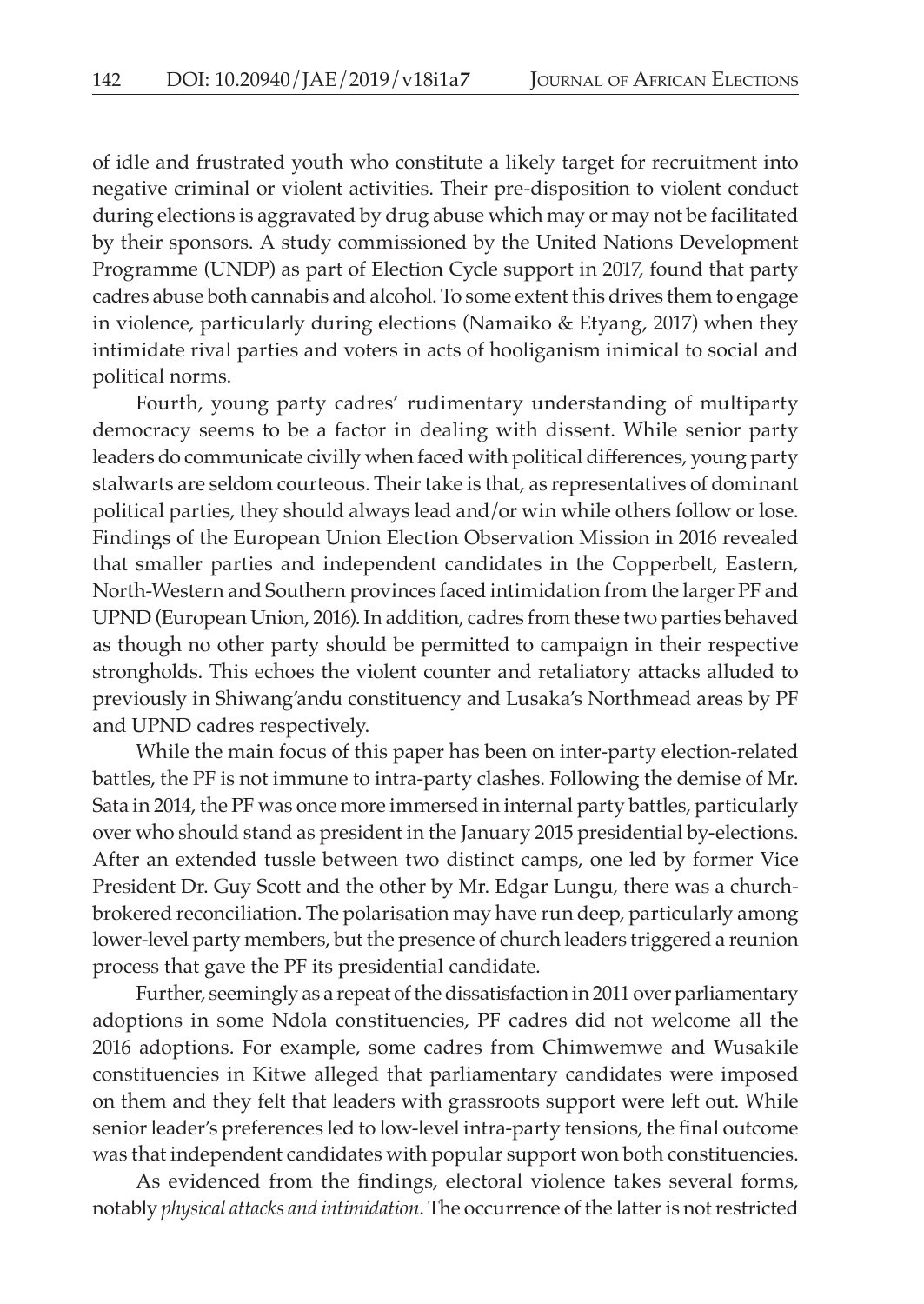of idle and frustrated youth who constitute a likely target for recruitment into negative criminal or violent activities. Their pre-disposition to violent conduct during elections is aggravated by drug abuse which may or may not be facilitated by their sponsors. A study commissioned by the United Nations Development Programme (UNDP) as part of Election Cycle support in 2017, found that party cadres abuse both cannabis and alcohol. To some extent this drives them to engage in violence, particularly during elections (Namaiko & Etyang, 2017) when they intimidate rival parties and voters in acts of hooliganism inimical to social and political norms.

Fourth, young party cadres' rudimentary understanding of multiparty democracy seems to be a factor in dealing with dissent. While senior party leaders do communicate civilly when faced with political differences, young party stalwarts are seldom courteous. Their take is that, as representatives of dominant political parties, they should always lead and/or win while others follow or lose. Findings of the European Union Election Observation Mission in 2016 revealed that smaller parties and independent candidates in the Copperbelt, Eastern, North-Western and Southern provinces faced intimidation from the larger PF and UPND (European Union, 2016). In addition, cadres from these two parties behaved as though no other party should be permitted to campaign in their respective strongholds. This echoes the violent counter and retaliatory attacks alluded to previously in Shiwang'andu constituency and Lusaka's Northmead areas by PF and UPND cadres respectively.

While the main focus of this paper has been on inter-party election-related battles, the PF is not immune to intra-party clashes. Following the demise of Mr. Sata in 2014, the PF was once more immersed in internal party battles, particularly over who should stand as president in the January 2015 presidential by-elections. After an extended tussle between two distinct camps, one led by former Vice President Dr. Guy Scott and the other by Mr. Edgar Lungu, there was a church-brokered reconciliation. The polarisation may have run deep, particularly among lower-level party members, but the presence of church leaders triggered a reunion process that gave the PF its presidential candidate.

Further, seemingly as a repeat of the dissatisfaction in 2011 over parliamentary adoptions in some Ndola constituencies, PF cadres did not welcome all the 2016 adoptions. For example, some cadres from Chimwemwe and Wusakile constituencies in Kitwe alleged that parliamentary candidates were imposed on them and they felt that leaders with grassroots support were left out. While senior leader's preferences led to low-level intra-party tensions, the final outcome was that independent candidates with popular support won both constituencies.

As evidenced from the findings, electoral violence takes several forms, notably *physical attacks and intimidation*. The occurrence of the latter is not restricted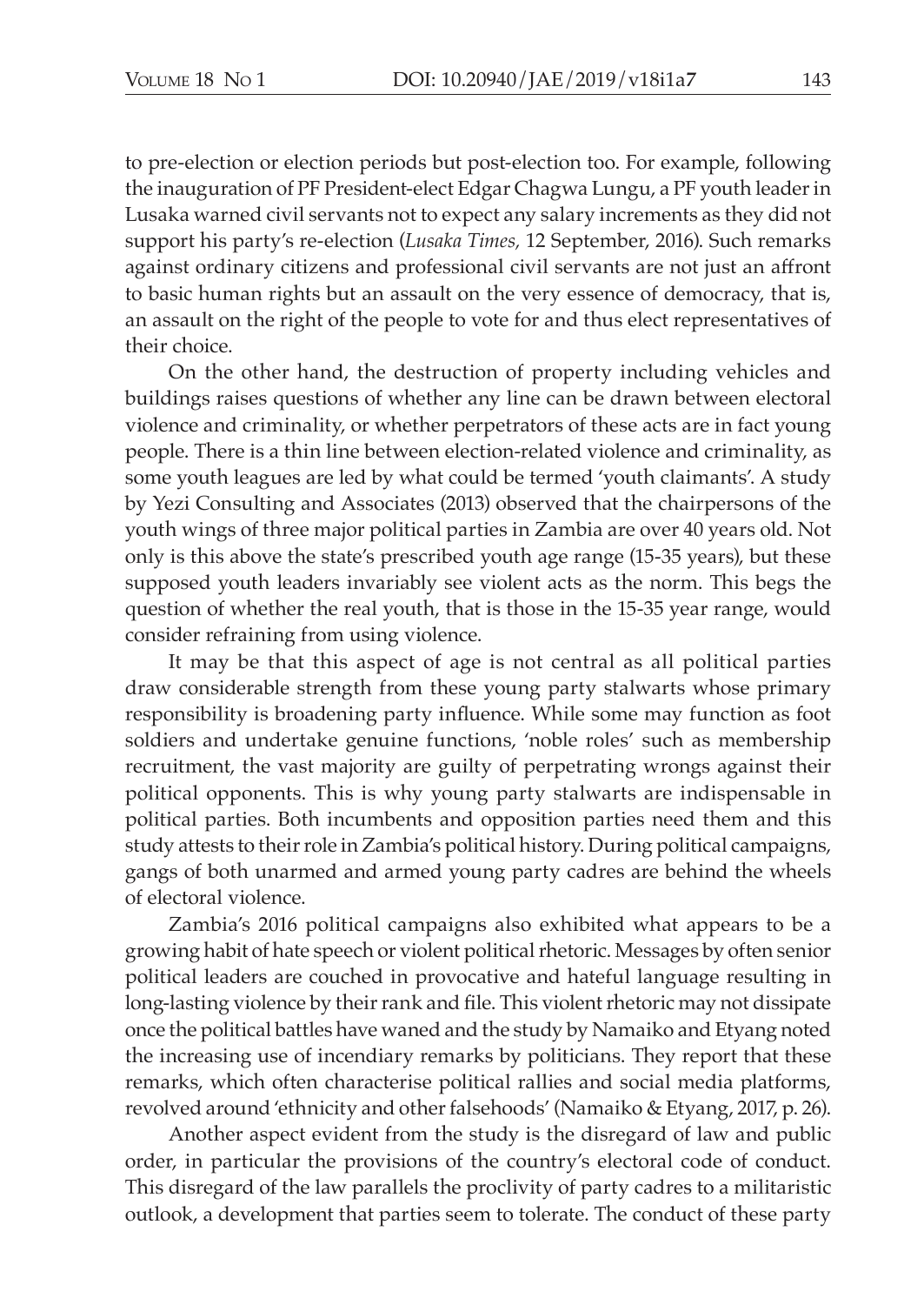to pre-election or election periods but post-election too. For example, following the inauguration of PF President-elect Edgar Chagwa Lungu, a PF youth leader in Lusaka warned civil servants not to expect any salary increments as they did not support his party's re-election (*Lusaka Times,* 12 September, 2016). Such remarks against ordinary citizens and professional civil servants are not just an affront to basic human rights but an assault on the very essence of democracy, that is, an assault on the right of the people to vote for and thus elect representatives of their choice.

On the other hand, the destruction of property including vehicles and buildings raises questions of whether any line can be drawn between electoral violence and criminality, or whether perpetrators of these acts are in fact young people. There is a thin line between election-related violence and criminality, as some youth leagues are led by what could be termed 'youth claimants'. A study by Yezi Consulting and Associates (2013) observed that the chairpersons of the youth wings of three major political parties in Zambia are over 40 years old. Not only is this above the state's prescribed youth age range (15-35 years), but these supposed youth leaders invariably see violent acts as the norm. This begs the question of whether the real youth, that is those in the 15-35 year range, would consider refraining from using violence.

It may be that this aspect of age is not central as all political parties draw considerable strength from these young party stalwarts whose primary responsibility is broadening party influence. While some may function as foot soldiers and undertake genuine functions, 'noble roles' such as membership recruitment, the vast majority are guilty of perpetrating wrongs against their political opponents. This is why young party stalwarts are indispensable in political parties. Both incumbents and opposition parties need them and this study attests to their role in Zambia's political history. During political campaigns, gangs of both unarmed and armed young party cadres are behind the wheels of electoral violence.

Zambia's 2016 political campaigns also exhibited what appears to be a growing habit of hate speech or violent political rhetoric. Messages by often senior political leaders are couched in provocative and hateful language resulting in long-lasting violence by their rank and file. This violent rhetoric may not dissipate once the political battles have waned and the study by Namaiko and Etyang noted the increasing use of incendiary remarks by politicians. They report that these remarks, which often characterise political rallies and social media platforms, revolved around 'ethnicity and other falsehoods' (Namaiko & Etyang, 2017, p. 26).

Another aspect evident from the study is the disregard of law and public order, in particular the provisions of the country's electoral code of conduct. This disregard of the law parallels the proclivity of party cadres to a militaristic outlook, a development that parties seem to tolerate. The conduct of these party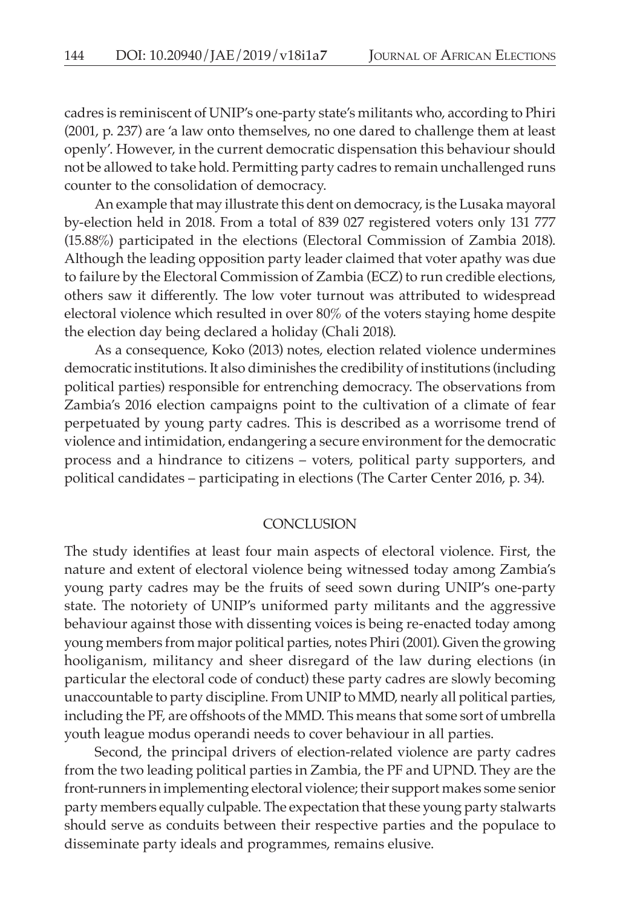cadres is reminiscent of UNIP's one-party state's militants who, according to Phiri (2001, p. 237) are 'a law onto themselves, no one dared to challenge them at least openly'. However, in the current democratic dispensation this behaviour should not be allowed to take hold. Permitting party cadres to remain unchallenged runs counter to the consolidation of democracy.

An example that may illustrate this dent on democracy, is the Lusaka mayoral by-election held in 2018. From a total of 839 027 registered voters only 131 777 (15.88%) participated in the elections (Electoral Commission of Zambia 2018). Although the leading opposition party leader claimed that voter apathy was due to failure by the Electoral Commission of Zambia (ECZ) to run credible elections, others saw it differently. The low voter turnout was attributed to widespread electoral violence which resulted in over 80% of the voters staying home despite the election day being declared a holiday (Chali 2018).

As a consequence, Koko (2013) notes, election related violence undermines democratic institutions. It also diminishes the credibility of institutions (including political parties) responsible for entrenching democracy. The observations from Zambia's 2016 election campaigns point to the cultivation of a climate of fear perpetuated by young party cadres. This is described as a worrisome trend of violence and intimidation, endangering a secure environment for the democratic process and a hindrance to citizens – voters, political party supporters, and political candidates – participating in elections (The Carter Center 2016, p. 34).

## CONCLUSION

The study identifies at least four main aspects of electoral violence. First, the nature and extent of electoral violence being witnessed today among Zambia's young party cadres may be the fruits of seed sown during UNIP's one-party state. The notoriety of UNIP's uniformed party militants and the aggressive behaviour against those with dissenting voices is being re-enacted today among young members from major political parties, notes Phiri (2001). Given the growing hooliganism, militancy and sheer disregard of the law during elections (in particular the electoral code of conduct) these party cadres are slowly becoming unaccountable to party discipline. From UNIP to MMD, nearly all political parties, including the PF, are offshoots of the MMD. This means that some sort of umbrella youth league modus operandi needs to cover behaviour in all parties.

Second, the principal drivers of election-related violence are party cadres from the two leading political parties in Zambia, the PF and UPND. They are the front-runners in implementing electoral violence; their support makes some senior party members equally culpable. The expectation that these young party stalwarts should serve as conduits between their respective parties and the populace to disseminate party ideals and programmes, remains elusive.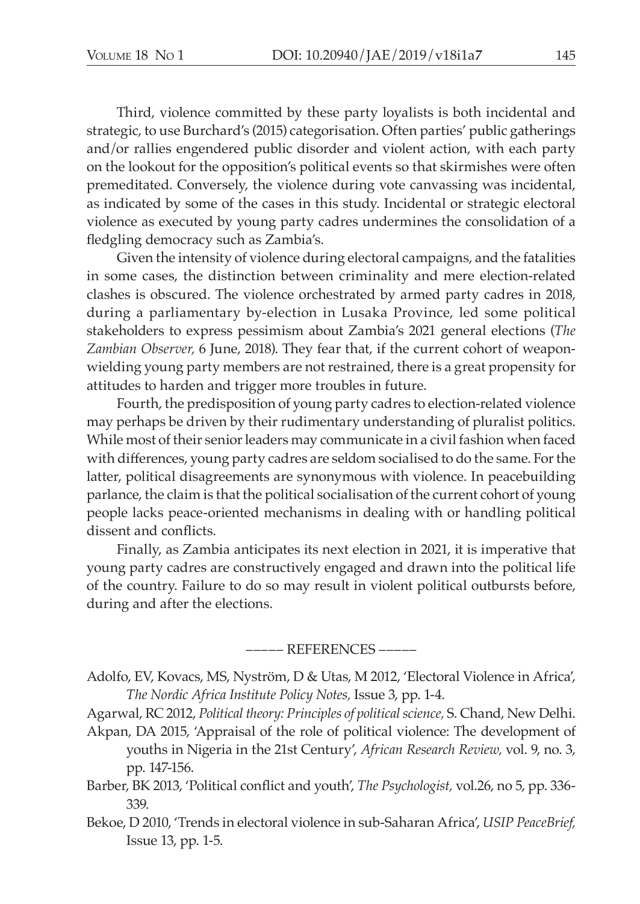Third, violence committed by these party loyalists is both incidental and strategic, to use Burchard's (2015) categorisation. Often parties' public gatherings and/or rallies engendered public disorder and violent action, with each party on the lookout for the opposition's political events so that skirmishes were often premeditated. Conversely, the violence during vote canvassing was incidental, as indicated by some of the cases in this study. Incidental or strategic electoral violence as executed by young party cadres undermines the consolidation of a fledgling democracy such as Zambia's.

Given the intensity of violence during electoral campaigns, and the fatalities in some cases, the distinction between criminality and mere election-related clashes is obscured. The violence orchestrated by armed party cadres in 2018, during a parliamentary by-election in Lusaka Province, led some political stakeholders to express pessimism about Zambia's 2021 general elections (*The Zambian Observer,* 6 June, 2018). They fear that, if the current cohort of weapon-wielding young party members are not restrained, there is a great propensity for attitudes to harden and trigger more troubles in future.

Fourth, the predisposition of young party cadres to election-related violence may perhaps be driven by their rudimentary understanding of pluralist politics. While most of their senior leaders may communicate in a civil fashion when faced with differences, young party cadres are seldom socialised to do the same. For the latter, political disagreements are synonymous with violence. In peacebuilding parlance, the claim is that the political socialisation of the current cohort of young people lacks peace-oriented mechanisms in dealing with or handling political dissent and conflicts.

Finally, as Zambia anticipates its next election in 2021, it is imperative that young party cadres are constructively engaged and drawn into the political life of the country. Failure to do so may result in violent political outbursts before, during and after the elections.

## ––––– REFERENCES –––––

Adolfo, EV, Kovacs, MS, Nyström, D & Utas, M 2012, 'Electoral Violence in Africa', *The Nordic Africa Institute Policy Notes,* Issue 3, pp. 1-4.

Agarwal, RC 2012, *Political theory: Principles of political science,* S. Chand, New Delhi.

Akpan, DA 2015, 'Appraisal of the role of political violence: The development of youths in Nigeria in the 21st Century', *African Research Review,* vol. 9, no. 3, pp. 147-156.

Barber, BK 2013, 'Political conflict and youth', *The Psychologist,* vol.26, no 5, pp. 336-339.

Bekoe, D 2010, 'Trends in electoral violence in sub-Saharan Africa', *USIP PeaceBrief,* Issue 13, pp. 1-5.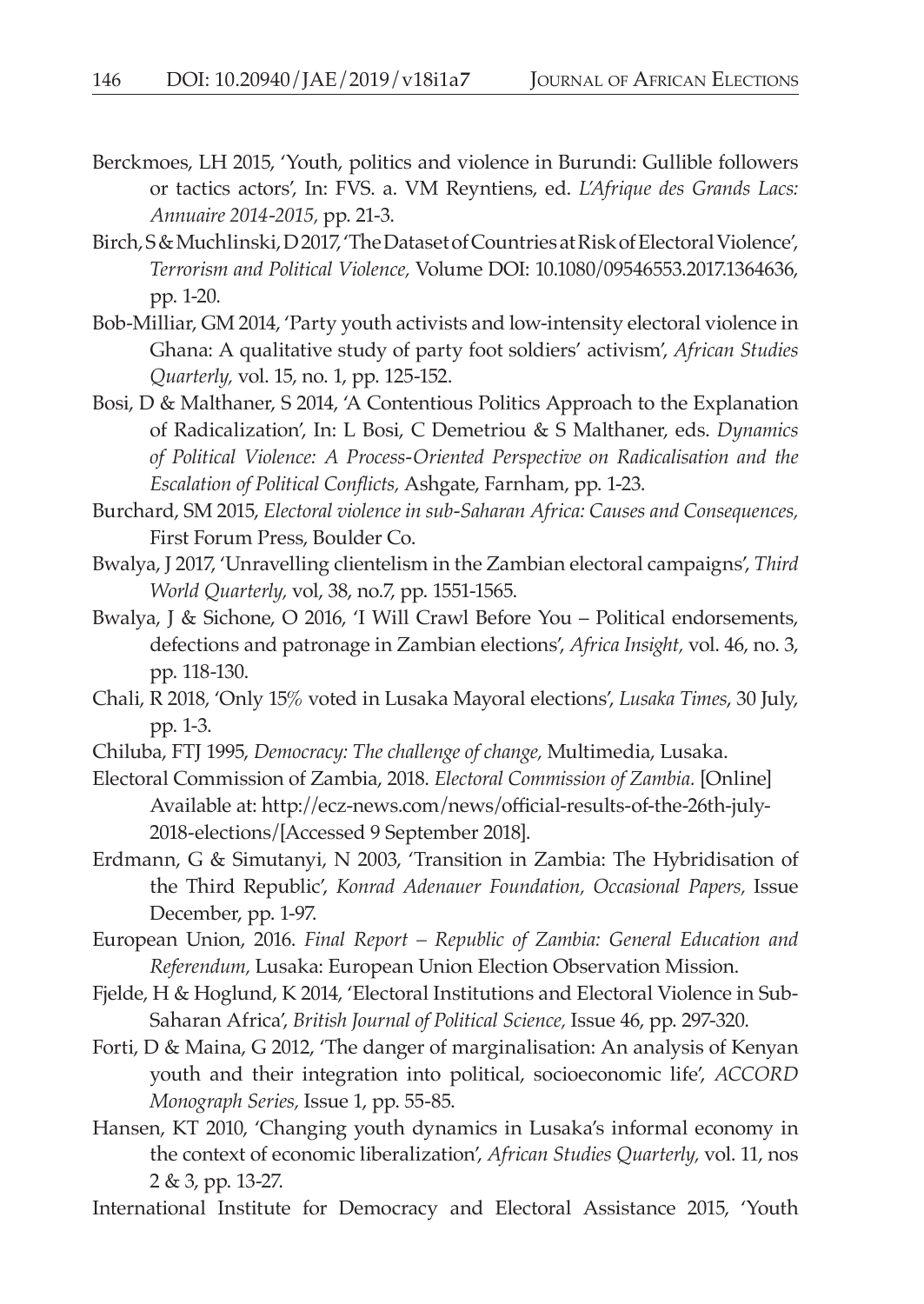Berckmoes, LH 2015, 'Youth, politics and violence in Burundi: Gullible followers or tactics actors', In: FVS. a. VM Reyntiens, ed. *L'Afrique des Grands Lacs: Annuaire 2014-2015,* pp. 21-3.

Birch, S & Muchlinski, D 2017, 'The Dataset of Countries at Risk of Electoral Violence', *Terrorism and Political Violence,* Volume DOI: 10.1080/09546553.2017.1364636, pp. 1-20.

Bob-Milliar, GM 2014, 'Party youth activists and low-intensity electoral violence in Ghana: A qualitative study of party foot soldiers' activism', *African Studies Quarterly,* vol. 15, no. 1, pp. 125-152.

Bosi, D & Malthaner, S 2014, 'A Contentious Politics Approach to the Explanation of Radicalization', In: L Bosi, C Demetriou & S Malthaner, eds. *Dynamics of Political Violence: A Process-Oriented Perspective on Radicalisation and the Escalation of Political Conflicts,* Ashgate, Farnham, pp. 1-23.

Burchard, SM 2015, *Electoral violence in sub-Saharan Africa: Causes and Consequences,* First Forum Press, Boulder Co.

Bwalya, J 2017, 'Unravelling clientelism in the Zambian electoral campaigns', *Third World Quarterly,* vol, 38, no.7, pp. 1551-1565.

Bwalya, J & Sichone, O 2016, 'I Will Crawl Before You – Political endorsements, defections and patronage in Zambian elections', *Africa Insight,* vol. 46, no. 3, pp. 118-130.

Chali, R 2018, 'Only 15% voted in Lusaka Mayoral elections', *Lusaka Times*, 30 July, pp. 1-3.

Chiluba, FTJ 1995, *Democracy: The challenge of change,* Multimedia, Lusaka.

Electoral Commission of Zambia, 2018. *Electoral Commission of Zambia.* [Online] Available at: http://ecz-news.com/news/official-results-of-the-26th-july-2018-elections/[Accessed 9 September 2018].

Erdmann, G & Simutanyi, N 2003, 'Transition in Zambia: The Hybridisation of the Third Republic', *Konrad Adenauer Foundation, Occasional Papers,* Issue December, pp. 1-97.

European Union, 2016. *Final Report – Republic of Zambia: General Education and Referendum,* Lusaka: European Union Election Observation Mission.

Fjelde, H & Hoglund, K 2014, 'Electoral Institutions and Electoral Violence in Sub-Saharan Africa', *British Journal of Political Science,* Issue 46, pp. 297-320.

Forti, D & Maina, G 2012, 'The danger of marginalisation: An analysis of Kenyan youth and their integration into political, socioeconomic life', *ACCORD Monograph Series,* Issue 1, pp. 55-85.

Hansen, KT 2010, 'Changing youth dynamics in Lusaka's informal economy in the context of economic liberalization', *African Studies Quarterly,* vol. 11, nos 2 & 3, pp. 13-27.

International Institute for Democracy and Electoral Assistance 2015, 'Youth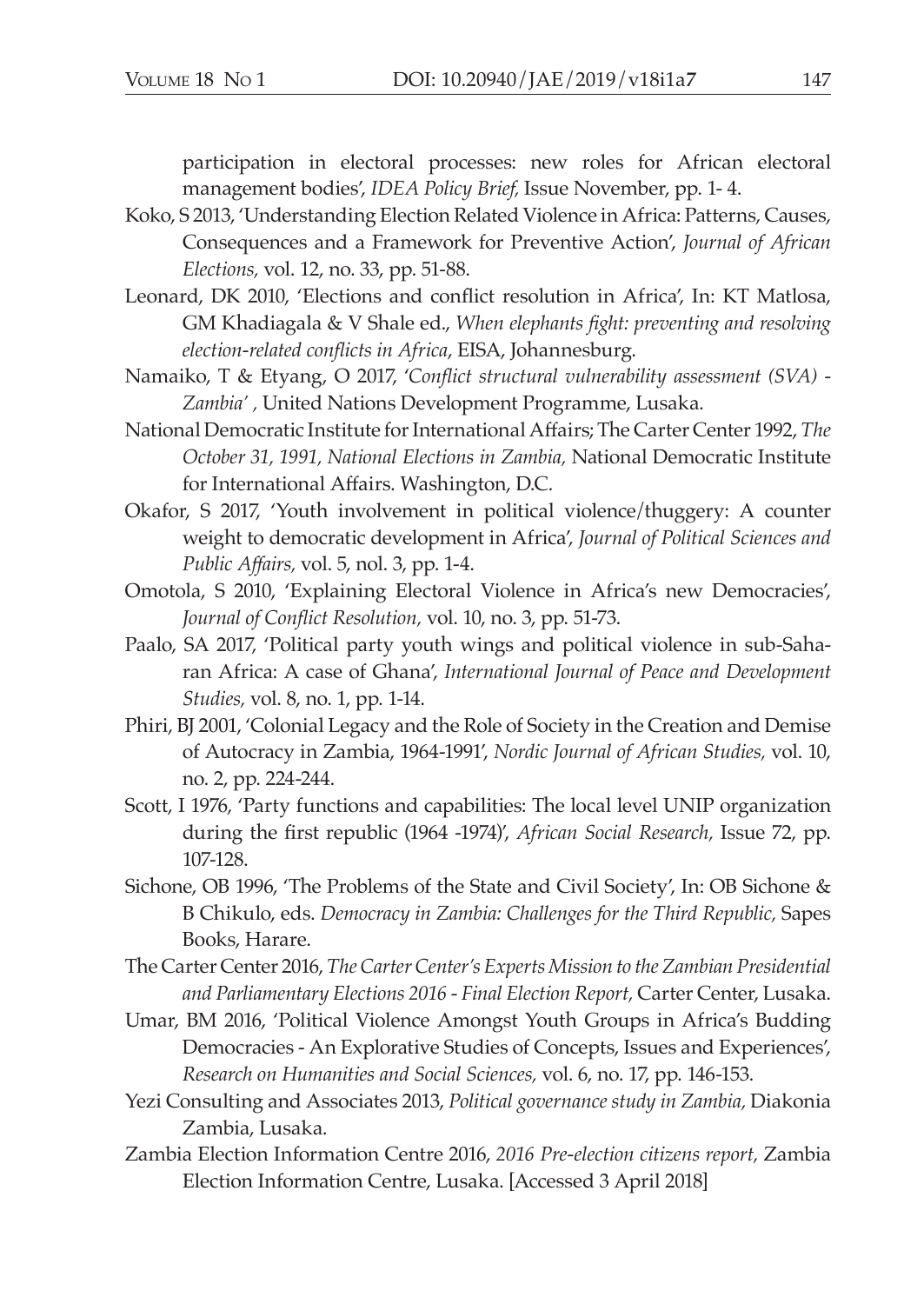participation in electoral processes: new roles for African electoral management bodies', *IDEA Policy Brief,* Issue November, pp. 1- 4.

Koko, S 2013, 'Understanding Election Related Violence in Africa: Patterns, Causes, Consequences and a Framework for Preventive Action', *Journal of African Elections,* vol. 12, no. 33, pp. 51-88.

Leonard, DK 2010, 'Elections and conflict resolution in Africa', In: KT Matlosa, GM Khadiagala & V Shale ed., *When elephants fight: preventing and resolving election-related conflicts in Africa*, EISA, Johannesburg.

Namaiko, T & Etyang, O 2017, '*Conflict structural vulnerability assessment (SVA) - Zambia'* , United Nations Development Programme, Lusaka.

National Democratic Institute for International Affairs; The Carter Center 1992, *The October 31, 1991, National Elections in Zambia,* National Democratic Institute for International Affairs. Washington, D.C.

Okafor, S 2017, 'Youth involvement in political violence/thuggery: A counter weight to democratic development in Africa', *Journal of Political Sciences and Public Affairs,* vol. 5, nol. 3, pp. 1-4.

Omotola, S 2010, 'Explaining Electoral Violence in Africa's new Democracies', *Journal of Conflict Resolution,* vol. 10, no. 3, pp. 51-73.

Paalo, SA 2017, 'Political party youth wings and political violence in sub-Saharan Africa: A case of Ghana', *International Journal of Peace and Development Studies,* vol. 8, no. 1, pp. 1-14.

Phiri, BJ 2001, 'Colonial Legacy and the Role of Society in the Creation and Demise of Autocracy in Zambia, 1964-1991', *Nordic Journal of African Studies,* vol. 10, no. 2, pp. 224-244.

Scott, I 1976, 'Party functions and capabilities: The local level UNIP organization during the first republic (1964 -1974)', *African Social Research,* Issue 72, pp. 107-128.

Sichone, OB 1996, 'The Problems of the State and Civil Society', In: OB Sichone & B Chikulo, eds. *Democracy in Zambia: Challenges for the Third Republic,* Sapes Books, Harare.

The Carter Center 2016, *The Carter Center's Experts Mission to the Zambian Presidential and Parliamentary Elections 2016 - Final Election Report,* Carter Center, Lusaka.

Umar, BM 2016, 'Political Violence Amongst Youth Groups in Africa's Budding Democracies - An Explorative Studies of Concepts, Issues and Experiences', *Research on Humanities and Social Sciences,* vol. 6, no. 17, pp. 146-153.

Yezi Consulting and Associates 2013, *Political governance study in Zambia,* Diakonia Zambia, Lusaka.

Zambia Election Information Centre 2016, *2016 Pre-election citizens report,* Zambia Election Information Centre, Lusaka. [Accessed 3 April 2018]